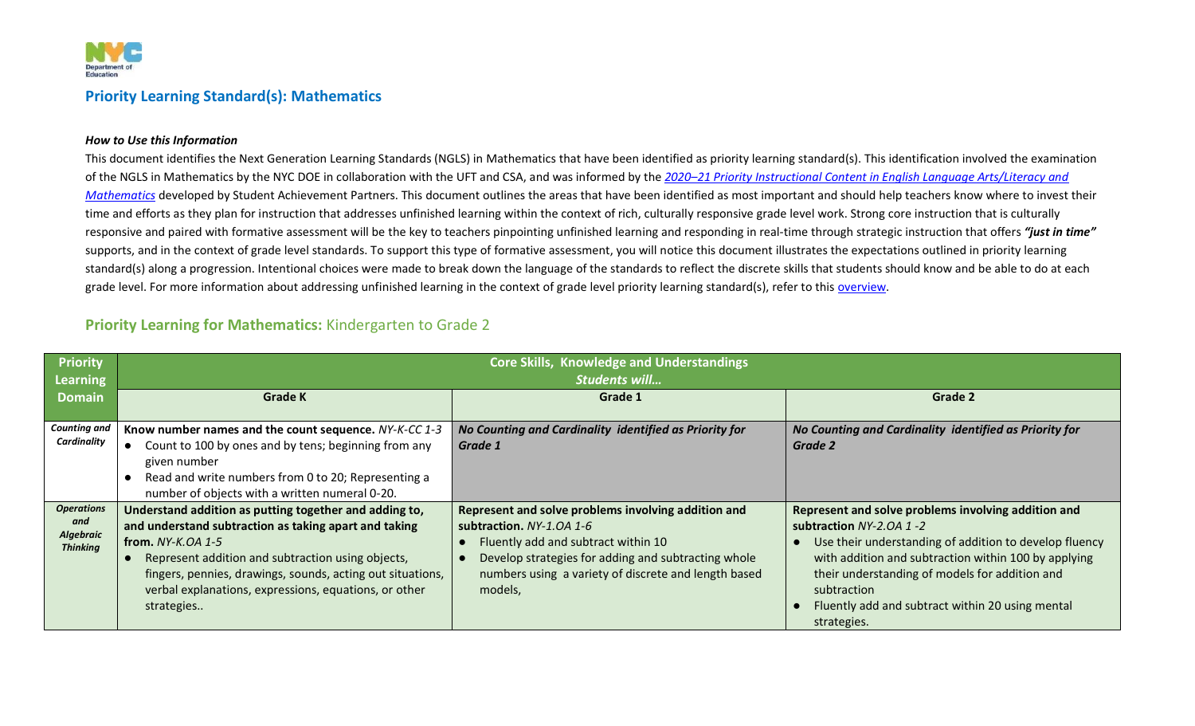## Priority Learning Standard(s): Mathematics

***How to Use this Information***

This document identifies the Next Generation Learning Standards (NGLS) in Mathematics that have been identified as priority learning standard(s). This identification involved the examination of the NGLS in Mathematics by the NYC DOE in collaboration with the UFT and CSA, and was informed by the ***2020–21 Priority Instructional Content in English Language Arts/Literacy and*** *Mathematics* developed by Student Achievement Partners. This document outlines the areas that have been identified as most important and should help teachers know where to invest their time and efforts as they plan for instruction that addresses unfinished learning within the context of rich, culturally responsive grade level work. Strong core instruction that is culturally responsive and paired with formative assessment will be the key to teachers pinpointing unfinished learning and responding in real-time through strategic instruction that offers ***"just in time"*** supports, and in the context of grade level standards. To support this type of formative assessment, you will notice this document illustrates the expectations outlined in priority learning standard(s) along a progression. Intentional choices were made to break down the language of the standards to reflect the discrete skills that students should know and be able to do at each grade level. For more information about addressing unfinished learning in the context of grade level priority learning standard(s), refer to this overview.

### Priority Learning for Mathematics: Kindergarten to Grade 2

| Priority Learning Domain | Core Skills, Knowledge and Understandings *Students will…* | | |
|---|---|---|---|
| | **Grade K** | **Grade 1** | **Grade 2** |
| ***Counting and Cardinality*** | **Know number names and the count sequence.** *NY-K-CC 1-3*<br>● Count to 100 by ones and by tens; beginning from any given number<br>● Read and write numbers from 0 to 20; Representing a number of objects with a written numeral 0-20. | ***No Counting and Cardinality identified as Priority for Grade 1*** | ***No Counting and Cardinality identified as Priority for Grade 2*** |
| ***Operations and Algebraic Thinking*** | **Understand addition as putting together and adding to, and understand subtraction as taking apart and taking from.** *NY-K.OA 1-5*<br>● Represent addition and subtraction using objects, fingers, pennies, drawings, sounds, acting out situations, verbal explanations, expressions, equations, or other strategies.. | **Represent and solve problems involving addition and subtraction.** *NY-1.OA 1-6*<br>● Fluently add and subtract within 10<br>● Develop strategies for adding and subtracting whole numbers using a variety of discrete and length based models, | **Represent and solve problems involving addition and subtraction** *NY-2.OA 1 -2*<br>● Use their understanding of addition to develop fluency with addition and subtraction within 100 by applying their understanding of models for addition and subtraction<br>● Fluently add and subtract within 20 using mental strategies. |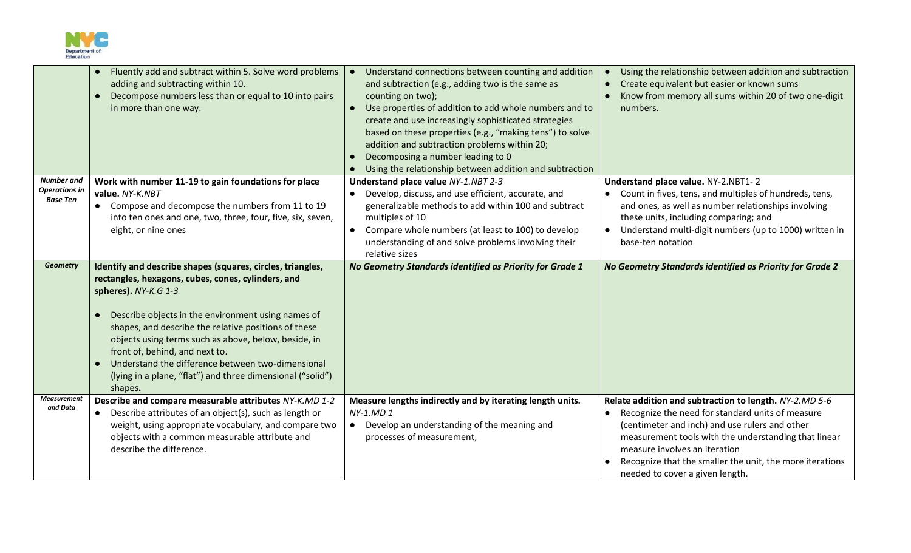| | | | |
|---|---|---|---|
| | • Fluently add and subtract within 5. Solve word problems adding and subtracting within 10.<br>• Decompose numbers less than or equal to 10 into pairs in more than one way. | • Understand connections between counting and addition and subtraction (e.g., adding two is the same as counting on two);<br>• Use properties of addition to add whole numbers and to create and use increasingly sophisticated strategies based on these properties (e.g., "making tens") to solve addition and subtraction problems within 20;<br>• Decomposing a number leading to 0<br>• Using the relationship between addition and subtraction | • Using the relationship between addition and subtraction<br>• Create equivalent but easier or known sums<br>• Know from memory all sums within 20 of two one-digit numbers. |
| ***Number and Operations in Base Ten*** | **Work with number 11-19 to gain foundations for place value.** *NY-K.NBT*<br>• Compose and decompose the numbers from 11 to 19 into ten ones and one, two, three, four, five, six, seven, eight, or nine ones | **Understand place value** *NY-1.NBT 2-3*<br>• Develop, discuss, and use efficient, accurate, and generalizable methods to add within 100 and subtract multiples of 10<br>• Compare whole numbers (at least to 100) to develop understanding of and solve problems involving their relative sizes | **Understand place value.** NY-2.NBT1- 2<br>• Count in fives, tens, and multiples of hundreds, tens, and ones, as well as number relationships involving these units, including comparing; and<br>• Understand multi-digit numbers (up to 1000) written in base-ten notation |
| ***Geometry*** | **Identify and describe shapes (squares, circles, triangles, rectangles, hexagons, cubes, cones, cylinders, and spheres).** *NY-K.G 1-3*<br><br>• Describe objects in the environment using names of shapes, and describe the relative positions of these objects using terms such as above, below, beside, in front of, behind, and next to.<br>• Understand the difference between two-dimensional (lying in a plane, "flat") and three dimensional ("solid") shapes**.** | ***No Geometry Standards identified as Priority for Grade 1*** | ***No Geometry Standards identified as Priority for Grade 2*** |
| ***Measurement and Data*** | **Describe and compare measurable attributes** *NY-K.MD 1-2*<br>• Describe attributes of an object(s), such as length or weight, using appropriate vocabulary, and compare two objects with a common measurable attribute and describe the difference. | **Measure lengths indirectly and by iterating length units.** *NY-1.MD 1*<br>• Develop an understanding of the meaning and processes of measurement, | **Relate addition and subtraction to length.** *NY-2.MD 5-6*<br>• Recognize the need for standard units of measure (centimeter and inch) and use rulers and other measurement tools with the understanding that linear measure involves an iteration<br>• Recognize that the smaller the unit, the more iterations needed to cover a given length. |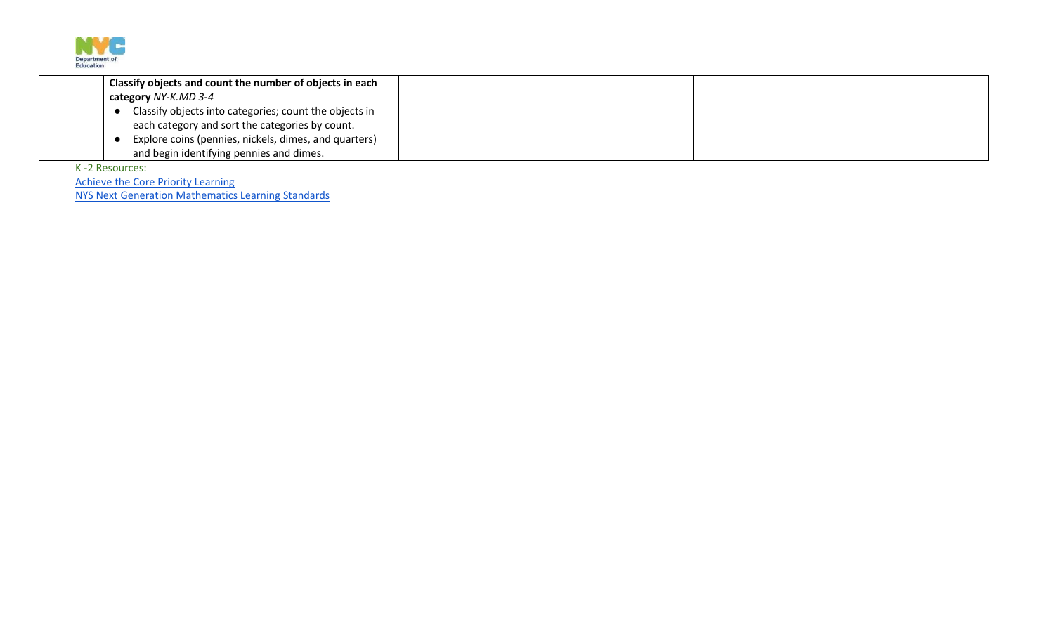| | | | |
|---|---|---|---|
| | **Classify objects and count the number of objects in each category** *NY-K.MD 3-4*<br>● Classify objects into categories; count the objects in each category and sort the categories by count.<br>● Explore coins (pennies, nickels, dimes, and quarters) and begin identifying pennies and dimes. | | |

K -2 Resources:

[Achieve the Core Priority Learning]()

[NYS Next Generation Mathematics Learning Standards]()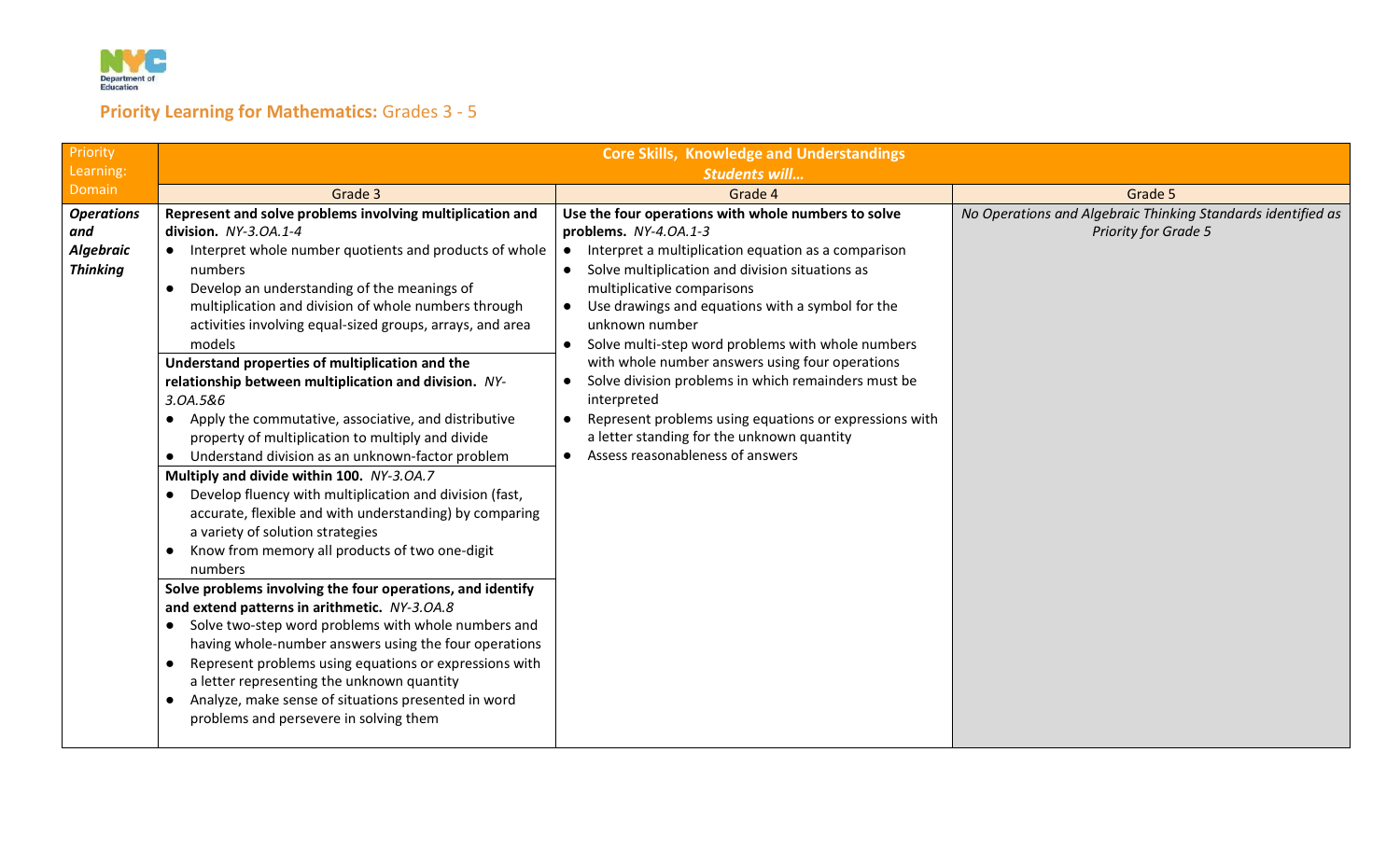## Priority Learning for Mathematics: Grades 3 - 5

| Priority Learning: Domain | Core Skills, Knowledge and Understandings *Students will…* | | |
|---|---|---|---|
| | Grade 3 | Grade 4 | Grade 5 |
| ***Operations and Algebraic Thinking*** | **Represent and solve problems involving multiplication and division.** *NY-3.OA.1-4*<br>● Interpret whole number quotients and products of whole numbers<br>● Develop an understanding of the meanings of multiplication and division of whole numbers through activities involving equal-sized groups, arrays, and area models<br><br>**Understand properties of multiplication and the relationship between multiplication and division.** *NY-3.OA.5&6*<br>● Apply the commutative, associative, and distributive property of multiplication to multiply and divide<br>● Understand division as an unknown-factor problem<br><br>**Multiply and divide within 100.** *NY-3.OA.7*<br>● Develop fluency with multiplication and division (fast, accurate, flexible and with understanding) by comparing a variety of solution strategies<br>● Know from memory all products of two one-digit numbers<br><br>**Solve problems involving the four operations, and identify and extend patterns in arithmetic.** *NY-3.OA.8*<br>● Solve two-step word problems with whole numbers and having whole-number answers using the four operations<br>● Represent problems using equations or expressions with a letter representing the unknown quantity<br>● Analyze, make sense of situations presented in word problems and persevere in solving them | **Use the four operations with whole numbers to solve problems.** *NY-4.OA.1-3*<br>● Interpret a multiplication equation as a comparison<br>● Solve multiplication and division situations as multiplicative comparisons<br>● Use drawings and equations with a symbol for the unknown number<br>● Solve multi-step word problems with whole numbers with whole number answers using four operations<br>● Solve division problems in which remainders must be interpreted<br>● Represent problems using equations or expressions with a letter standing for the unknown quantity<br>● Assess reasonableness of answers | *No Operations and Algebraic Thinking Standards identified as Priority for Grade 5* |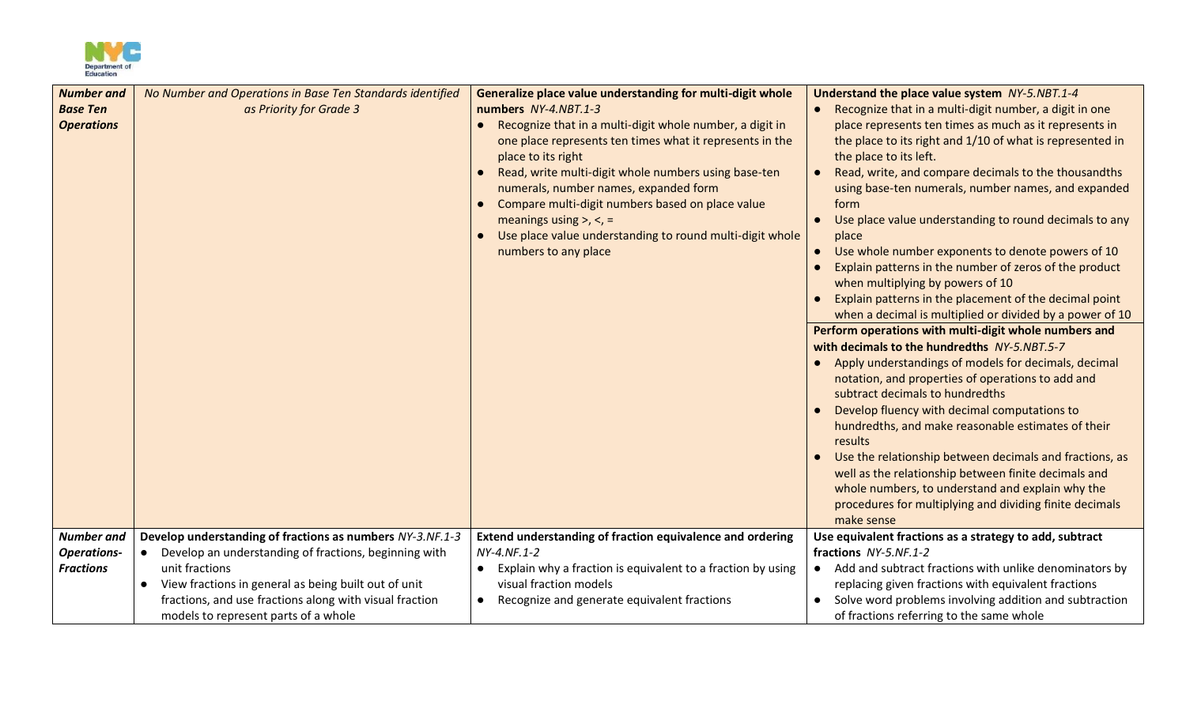| | | | |
|---|---|---|---|
| ***Number and Base Ten Operations*** | *No Number and Operations in Base Ten Standards identified as Priority for Grade 3* | **Generalize place value understanding for multi-digit whole numbers** *NY-4.NBT.1-3*<br>● Recognize that in a multi-digit whole number, a digit in one place represents ten times what it represents in the place to its right<br>● Read, write multi-digit whole numbers using base-ten numerals, number names, expanded form<br>● Compare multi-digit numbers based on place value meanings using >, <, =<br>● Use place value understanding to round multi-digit whole numbers to any place | **Understand the place value system** *NY-5.NBT.1-4*<br>● Recognize that in a multi-digit number, a digit in one place represents ten times as much as it represents in the place to its right and 1/10 of what is represented in the place to its left.<br>● Read, write, and compare decimals to the thousandths using base-ten numerals, number names, and expanded form<br>● Use place value understanding to round decimals to any place<br>● Use whole number exponents to denote powers of 10<br>● Explain patterns in the number of zeros of the product when multiplying by powers of 10<br>● Explain patterns in the placement of the decimal point when a decimal is multiplied or divided by a power of 10<br>**Perform operations with multi-digit whole numbers and with decimals to the hundredths** *NY-5.NBT.5-7*<br>● Apply understandings of models for decimals, decimal notation, and properties of operations to add and subtract decimals to hundredths<br>● Develop fluency with decimal computations to hundredths, and make reasonable estimates of their results<br>● Use the relationship between decimals and fractions, as well as the relationship between finite decimals and whole numbers, to understand and explain why the procedures for multiplying and dividing finite decimals make sense |
| ***Number and Operations-Fractions*** | **Develop understanding of fractions as numbers** *NY-3.NF.1-3*<br>● Develop an understanding of fractions, beginning with unit fractions<br>● View fractions in general as being built out of unit fractions, and use fractions along with visual fraction models to represent parts of a whole | **Extend understanding of fraction equivalence and ordering** *NY-4.NF.1-2*<br>● Explain why a fraction is equivalent to a fraction by using visual fraction models<br>● Recognize and generate equivalent fractions | **Use equivalent fractions as a strategy to add, subtract fractions** *NY-5.NF.1-2*<br>● Add and subtract fractions with unlike denominators by replacing given fractions with equivalent fractions<br>● Solve word problems involving addition and subtraction of fractions referring to the same whole |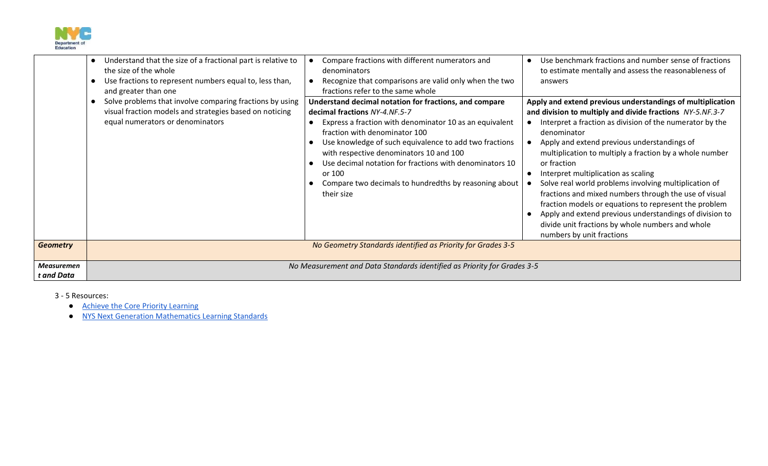| | | | |
|---|---|---|---|
| | • Understand that the size of a fractional part is relative to the size of the whole<br>• Use fractions to represent numbers equal to, less than, and greater than one<br>• Solve problems that involve comparing fractions by using visual fraction models and strategies based on noticing equal numerators or denominators | • Compare fractions with different numerators and denominators<br>• Recognize that comparisons are valid only when the two fractions refer to the same whole<br><br>**Understand decimal notation for fractions, and compare decimal fractions** *NY-4.NF.5-7*<br>• Express a fraction with denominator 10 as an equivalent fraction with denominator 100<br>• Use knowledge of such equivalence to add two fractions with respective denominators 10 and 100<br>• Use decimal notation for fractions with denominators 10 or 100<br>• Compare two decimals to hundredths by reasoning about their size | • Use benchmark fractions and number sense of fractions to estimate mentally and assess the reasonableness of answers<br><br>**Apply and extend previous understandings of multiplication and division to multiply and divide fractions** *NY-5.NF.3-7*<br>• Interpret a fraction as division of the numerator by the denominator<br>• Apply and extend previous understandings of multiplication to multiply a fraction by a whole number or fraction<br>• Interpret multiplication as scaling<br>• Solve real world problems involving multiplication of fractions and mixed numbers through the use of visual fraction models or equations to represent the problem<br>• Apply and extend previous understandings of division to divide unit fractions by whole numbers and whole numbers by unit fractions |
| ***Geometry*** | *No Geometry Standards identified as Priority for Grades 3-5* | | |
| ***Measurement and Data*** | *No Measurement and Data Standards identified as Priority for Grades 3-5* | | |

3 - 5 Resources:

- Achieve the Core Priority Learning
- NYS Next Generation Mathematics Learning Standards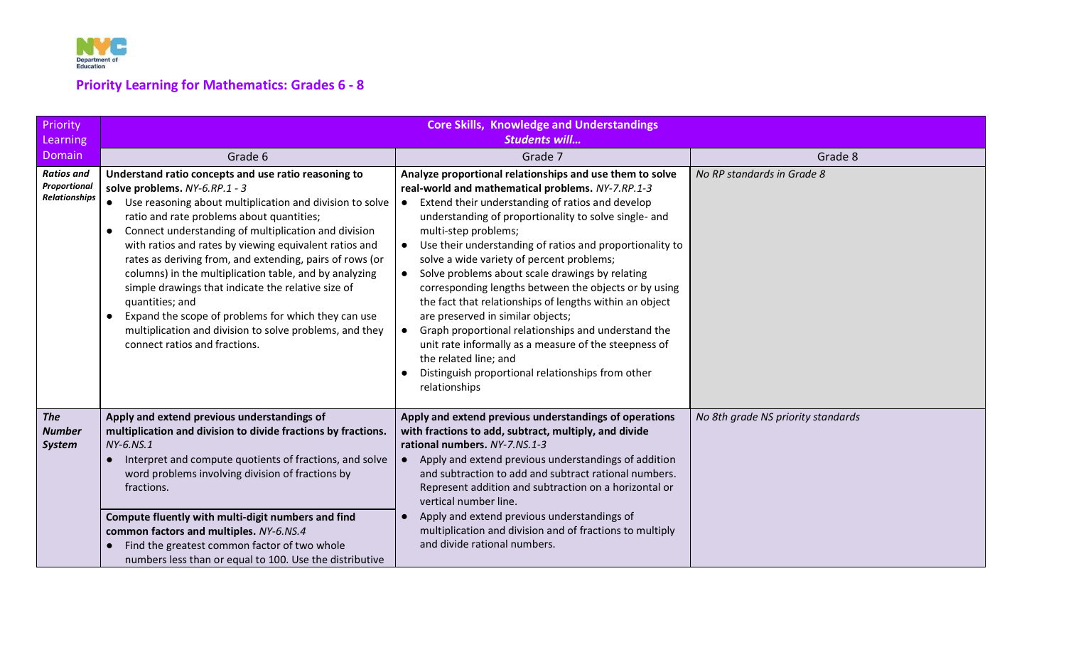## Priority Learning for Mathematics: Grades 6 - 8

| Priority Learning Domain | Core Skills, Knowledge and Understandings *Students will...* | | |
|---|---|---|---|
| | Grade 6 | Grade 7 | Grade 8 |
| ***Ratios and Proportional Relationships*** | **Understand ratio concepts and use ratio reasoning to solve problems.** *NY-6.RP.1 - 3*<br>• Use reasoning about multiplication and division to solve ratio and rate problems about quantities;<br>• Connect understanding of multiplication and division with ratios and rates by viewing equivalent ratios and rates as deriving from, and extending, pairs of rows (or columns) in the multiplication table, and by analyzing simple drawings that indicate the relative size of quantities; and<br>• Expand the scope of problems for which they can use multiplication and division to solve problems, and they connect ratios and fractions. | **Analyze proportional relationships and use them to solve real-world and mathematical problems.** *NY-7.RP.1-3*<br>• Extend their understanding of ratios and develop understanding of proportionality to solve single- and multi-step problems;<br>• Use their understanding of ratios and proportionality to solve a wide variety of percent problems;<br>• Solve problems about scale drawings by relating corresponding lengths between the objects or by using the fact that relationships of lengths within an object are preserved in similar objects;<br>• Graph proportional relationships and understand the unit rate informally as a measure of the steepness of the related line; and<br>• Distinguish proportional relationships from other relationships | *No RP standards in Grade 8* |
| ***The Number System*** | **Apply and extend previous understandings of multiplication and division to divide fractions by fractions.** *NY-6.NS.1*<br>• Interpret and compute quotients of fractions, and solve word problems involving division of fractions by fractions.<br><br>**Compute fluently with multi-digit numbers and find common factors and multiples.** *NY-6.NS.4*<br>• Find the greatest common factor of two whole numbers less than or equal to 100. Use the distributive | **Apply and extend previous understandings of operations with fractions to add, subtract, multiply, and divide rational numbers.** *NY-7.NS.1-3*<br>• Apply and extend previous understandings of addition and subtraction to add and subtract rational numbers. Represent addition and subtraction on a horizontal or vertical number line.<br>• Apply and extend previous understandings of multiplication and division and of fractions to multiply and divide rational numbers. | *No 8th grade NS priority standards* |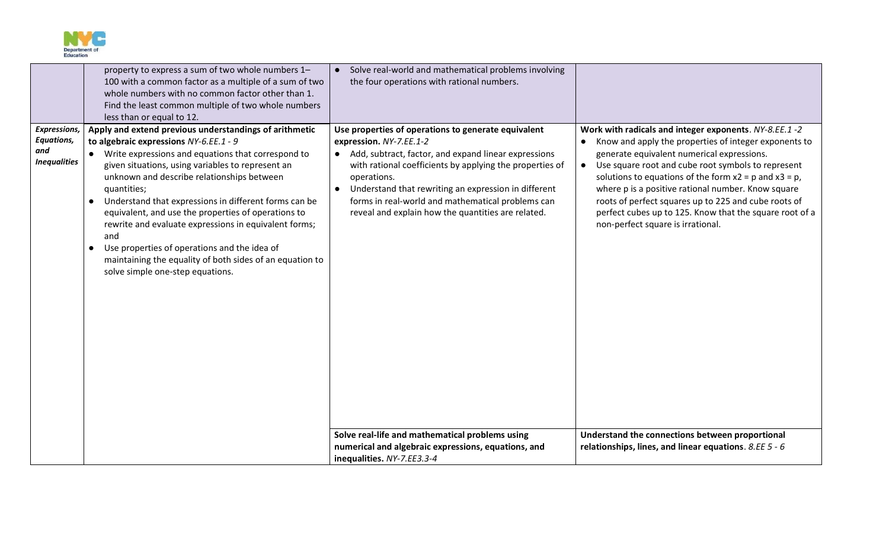| | | | |
|---|---|---|---|
| | property to express a sum of two whole numbers 1–100 with a common factor as a multiple of a sum of two whole numbers with no common factor other than 1. Find the least common multiple of two whole numbers less than or equal to 12. | • Solve real-world and mathematical problems involving the four operations with rational numbers. | |
| ***Expressions, Equations, and Inequalities*** | **Apply and extend previous understandings of arithmetic to algebraic expressions** *NY-6.EE.1 - 9*<br>• Write expressions and equations that correspond to given situations, using variables to represent an unknown and describe relationships between quantities;<br>• Understand that expressions in different forms can be equivalent, and use the properties of operations to rewrite and evaluate expressions in equivalent forms; and<br>• Use properties of operations and the idea of maintaining the equality of both sides of an equation to solve simple one-step equations. | **Use properties of operations to generate equivalent expression.** *NY-7.EE.1-2*<br>• Add, subtract, factor, and expand linear expressions with rational coefficients by applying the properties of operations.<br>• Understand that rewriting an expression in different forms in real-world and mathematical problems can reveal and explain how the quantities are related. | **Work with radicals and integer exponents**. *NY-8.EE.1 -2*<br>• Know and apply the properties of integer exponents to generate equivalent numerical expressions.<br>• Use square root and cube root symbols to represent solutions to equations of the form $x2 = p$ and $x3 = p$, where p is a positive rational number. Know square roots of perfect squares up to 225 and cube roots of perfect cubes up to 125. Know that the square root of a non-perfect square is irrational. |
| | | **Solve real-life and mathematical problems using numerical and algebraic expressions, equations, and inequalities.** *NY-7.EE3.3-4* | **Understand the connections between proportional relationships, lines, and linear equations**. *8.EE 5 - 6* |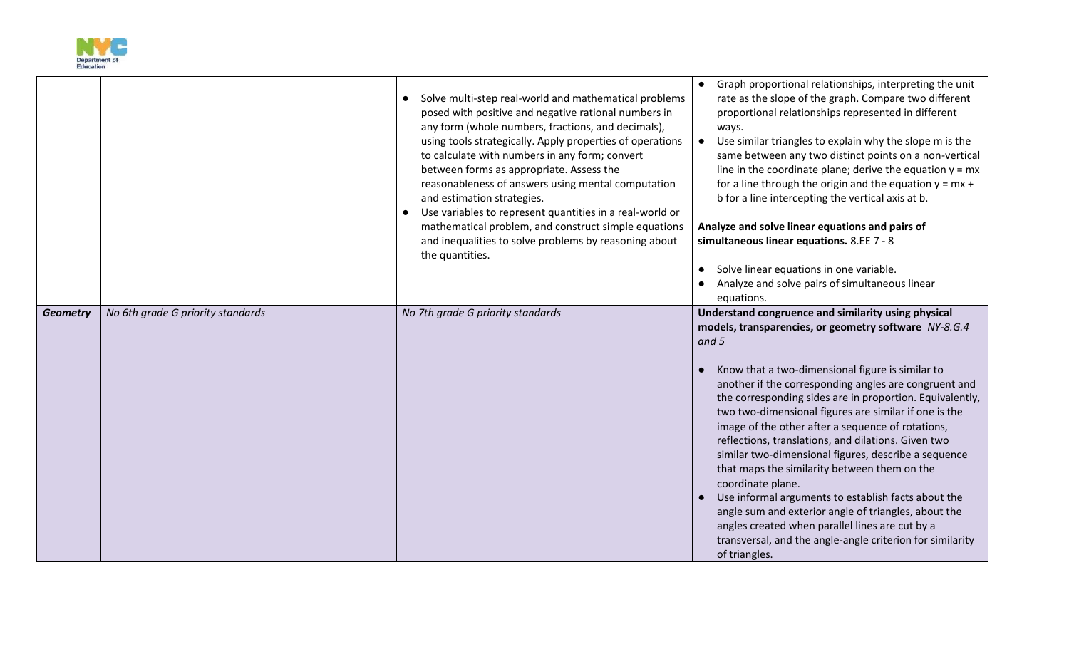| | | | |
|---|---|---|---|
| | | • Solve multi-step real-world and mathematical problems posed with positive and negative rational numbers in any form (whole numbers, fractions, and decimals), using tools strategically. Apply properties of operations to calculate with numbers in any form; convert between forms as appropriate. Assess the reasonableness of answers using mental computation and estimation strategies.<br>• Use variables to represent quantities in a real-world or mathematical problem, and construct simple equations and inequalities to solve problems by reasoning about the quantities. | • Graph proportional relationships, interpreting the unit rate as the slope of the graph. Compare two different proportional relationships represented in different ways.<br>• Use similar triangles to explain why the slope m is the same between any two distinct points on a non-vertical line in the coordinate plane; derive the equation $y = mx$ for a line through the origin and the equation $y = mx + b$ for a line intercepting the vertical axis at b.<br><br>**Analyze and solve linear equations and pairs of simultaneous linear equations.** 8.EE 7 - 8<br><br>• Solve linear equations in one variable.<br>• Analyze and solve pairs of simultaneous linear equations. |
| ***Geometry*** | *No 6th grade G priority standards* | *No 7th grade G priority standards* | **Understand congruence and similarity using physical models, transparencies, or geometry software** *NY-8.G.4 and 5*<br><br>• Know that a two-dimensional figure is similar to another if the corresponding angles are congruent and the corresponding sides are in proportion. Equivalently, two two-dimensional figures are similar if one is the image of the other after a sequence of rotations, reflections, translations, and dilations. Given two similar two-dimensional figures, describe a sequence that maps the similarity between them on the coordinate plane.<br>• Use informal arguments to establish facts about the angle sum and exterior angle of triangles, about the angles created when parallel lines are cut by a transversal, and the angle-angle criterion for similarity of triangles. |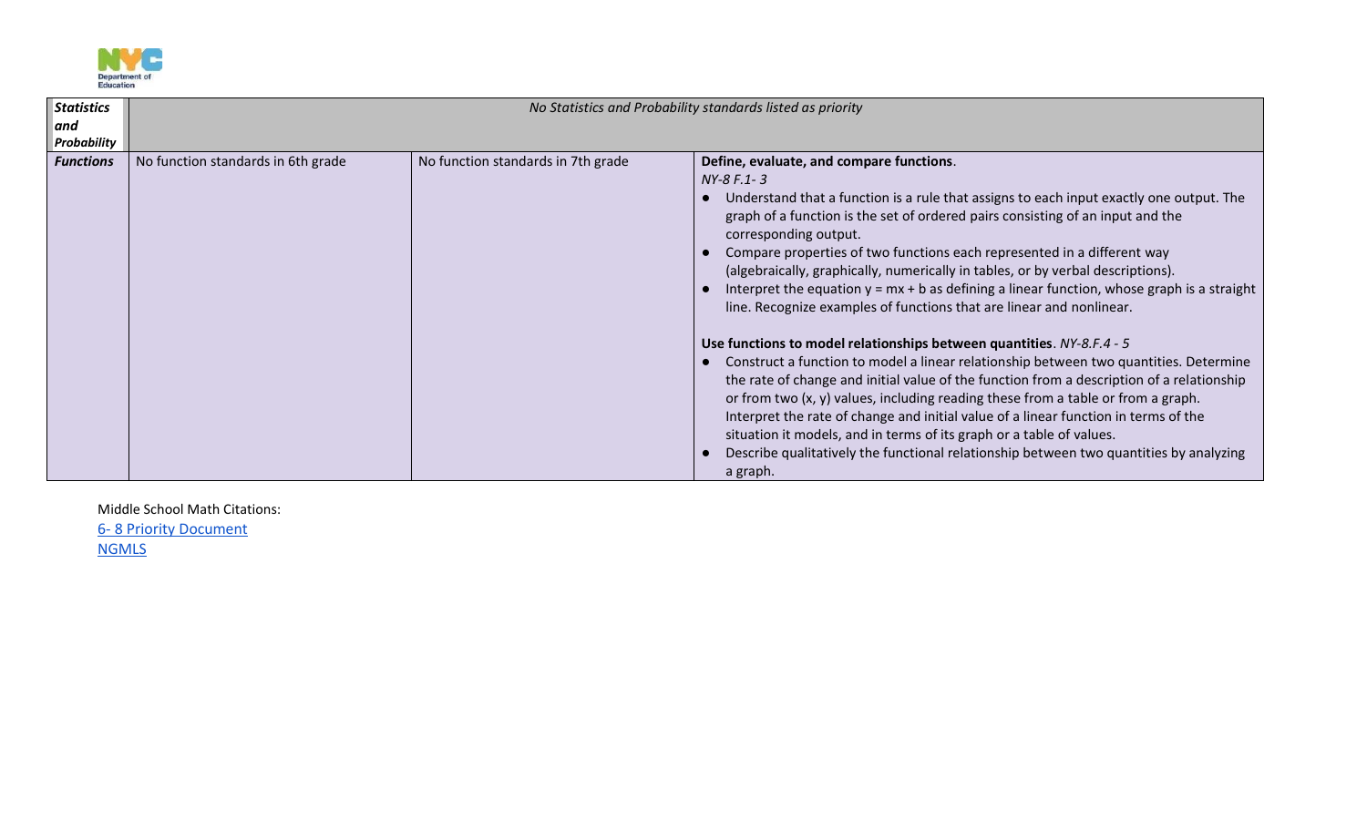| | | | |
|---|---|---|---|
| ***Statistics and Probability*** | *No Statistics and Probability standards listed as priority* | | |
| ***Functions*** | No function standards in 6th grade | No function standards in 7th grade | **Define, evaluate, and compare functions**.<br>*NY-8 F.1- 3*<br>● Understand that a function is a rule that assigns to each input exactly one output. The graph of a function is the set of ordered pairs consisting of an input and the corresponding output.<br>● Compare properties of two functions each represented in a different way (algebraically, graphically, numerically in tables, or by verbal descriptions).<br>● Interpret the equation $y = mx + b$ as defining a linear function, whose graph is a straight line. Recognize examples of functions that are linear and nonlinear.<br><br>**Use functions to model relationships between quantities**. *NY-8.F.4 - 5*<br>● Construct a function to model a linear relationship between two quantities. Determine the rate of change and initial value of the function from a description of a relationship or from two $(x, y)$ values, including reading these from a table or from a graph. Interpret the rate of change and initial value of a linear function in terms of the situation it models, and in terms of its graph or a table of values.<br>● Describe qualitatively the functional relationship between two quantities by analyzing a graph. |

Middle School Math Citations:
6- 8 Priority Document
NGMLS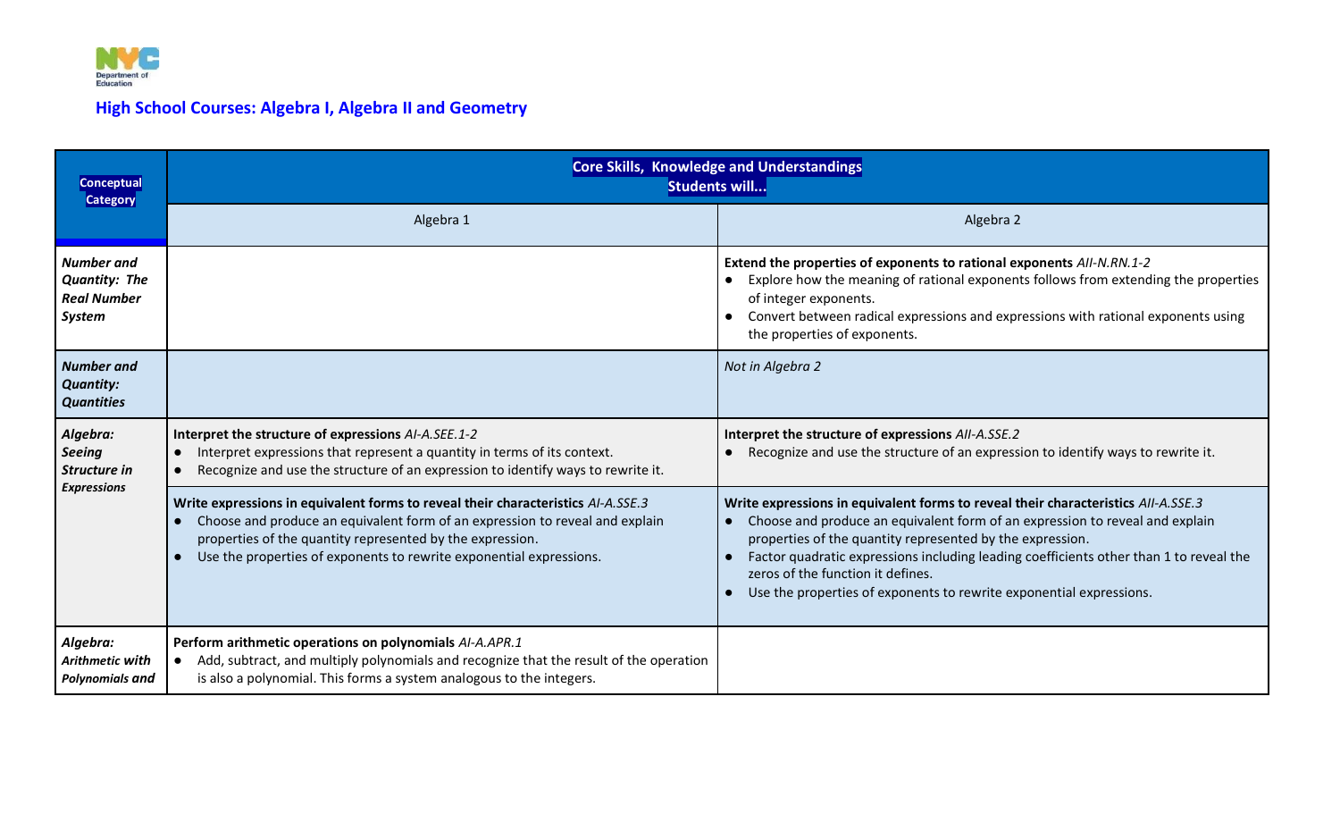## High School Courses: Algebra I, Algebra II and Geometry

| Conceptual Category | Core Skills, Knowledge and Understandings<br>Students will... | |
|---|---|---|
| | Algebra 1 | Algebra 2 |
| ***Number and Quantity: The Real Number System*** | | **Extend the properties of exponents to rational exponents** *AII-N.RN.1-2*<br>● Explore how the meaning of rational exponents follows from extending the properties of integer exponents.<br>● Convert between radical expressions and expressions with rational exponents using the properties of exponents. |
| ***Number and Quantity: Quantities*** | | *Not in Algebra 2* |
| ***Algebra: Seeing Structure in Expressions*** | **Interpret the structure of expressions** *AI-A.SEE.1-2*<br>● Interpret expressions that represent a quantity in terms of its context.<br>● Recognize and use the structure of an expression to identify ways to rewrite it. | **Interpret the structure of expressions** *AII-A.SSE.2*<br>● Recognize and use the structure of an expression to identify ways to rewrite it. |
| | **Write expressions in equivalent forms to reveal their characteristics** *AI-A.SSE.3*<br>● Choose and produce an equivalent form of an expression to reveal and explain properties of the quantity represented by the expression.<br>● Use the properties of exponents to rewrite exponential expressions. | **Write expressions in equivalent forms to reveal their characteristics** *AII-A.SSE.3*<br>● Choose and produce an equivalent form of an expression to reveal and explain properties of the quantity represented by the expression.<br>● Factor quadratic expressions including leading coefficients other than 1 to reveal the zeros of the function it defines.<br>● Use the properties of exponents to rewrite exponential expressions. |
| ***Algebra: Arithmetic with Polynomials and*** | **Perform arithmetic operations on polynomials** *AI-A.APR.1*<br>● Add, subtract, and multiply polynomials and recognize that the result of the operation is also a polynomial. This forms a system analogous to the integers. | |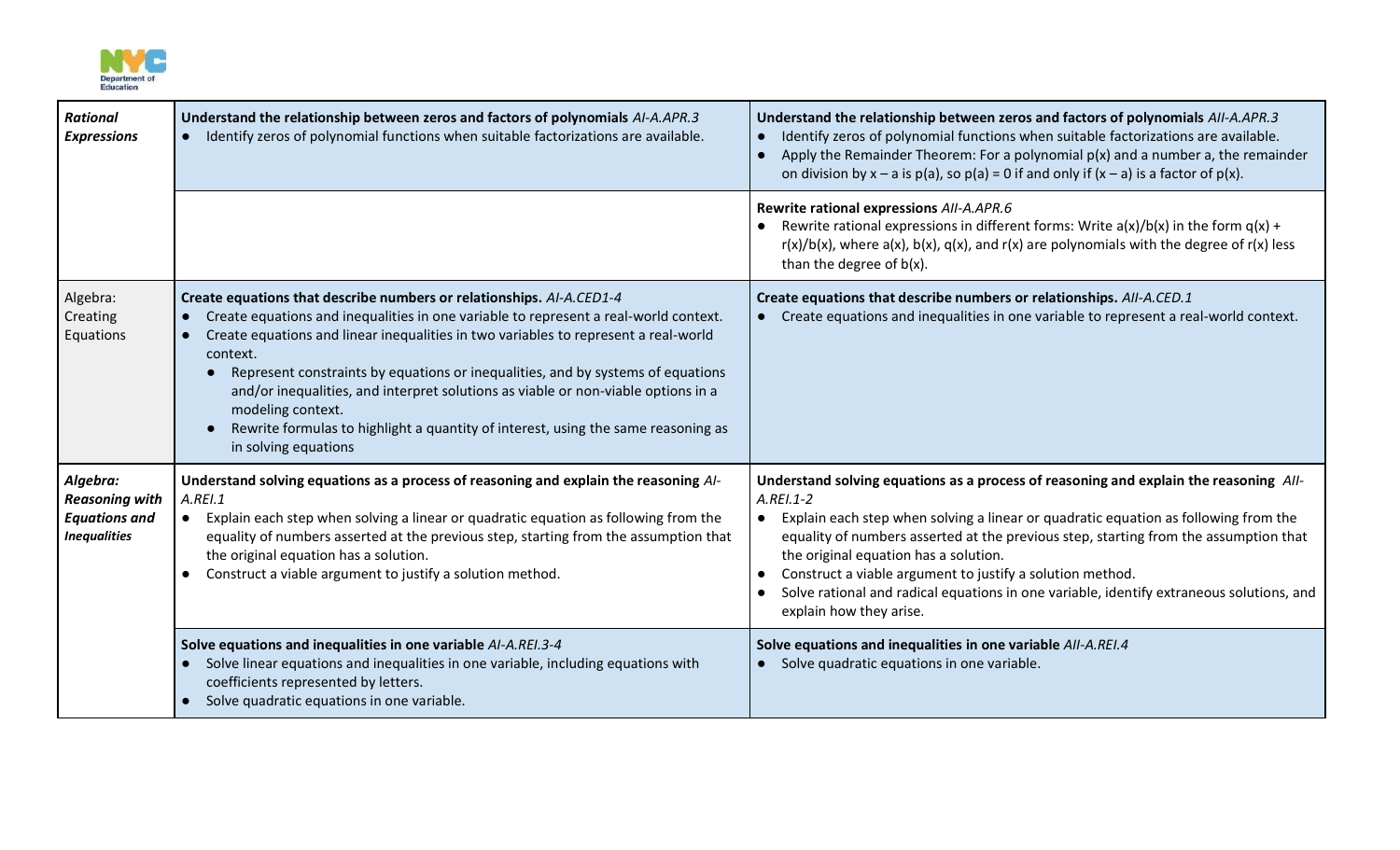| | | |
|---|---|---|
| ***Rational Expressions*** | **Understand the relationship between zeros and factors of polynomials** *AI-A.APR.3*<br>• Identify zeros of polynomial functions when suitable factorizations are available. | **Understand the relationship between zeros and factors of polynomials** *AII-A.APR.3*<br>• Identify zeros of polynomial functions when suitable factorizations are available.<br>• Apply the Remainder Theorem: For a polynomial $p(x)$ and a number a, the remainder on division by $x – a$ is $p(a)$, so $p(a) = 0$ if and only if $(x – a)$ is a factor of $p(x)$. |
| | | **Rewrite rational expressions** *AII-A.APR.6*<br>• Rewrite rational expressions in different forms: Write $a(x)/b(x)$ in the form $q(x) + r(x)/b(x)$, where $a(x)$, $b(x)$, $q(x)$, and $r(x)$ are polynomials with the degree of $r(x)$ less than the degree of $b(x)$. |
| Algebra: Creating Equations | **Create equations that describe numbers or relationships.** *AI-A.CED1-4*<br>• Create equations and inequalities in one variable to represent a real-world context.<br>• Create equations and linear inequalities in two variables to represent a real-world context.<br>&nbsp;&nbsp;&nbsp;&nbsp;• Represent constraints by equations or inequalities, and by systems of equations and/or inequalities, and interpret solutions as viable or non-viable options in a modeling context.<br>&nbsp;&nbsp;&nbsp;&nbsp;• Rewrite formulas to highlight a quantity of interest, using the same reasoning as in solving equations | **Create equations that describe numbers or relationships.** *AII-A.CED.1*<br>• Create equations and inequalities in one variable to represent a real-world context. |
| ***Algebra: Reasoning with Equations and Inequalities*** | **Understand solving equations as a process of reasoning and explain the reasoning** *AI-A.REI.1*<br>• Explain each step when solving a linear or quadratic equation as following from the equality of numbers asserted at the previous step, starting from the assumption that the original equation has a solution.<br>• Construct a viable argument to justify a solution method. | **Understand solving equations as a process of reasoning and explain the reasoning** *AII-A.REI.1-2*<br>• Explain each step when solving a linear or quadratic equation as following from the equality of numbers asserted at the previous step, starting from the assumption that the original equation has a solution.<br>• Construct a viable argument to justify a solution method.<br>• Solve rational and radical equations in one variable, identify extraneous solutions, and explain how they arise. |
| | **Solve equations and inequalities in one variable** *AI-A.REI.3-4*<br>• Solve linear equations and inequalities in one variable, including equations with coefficients represented by letters.<br>• Solve quadratic equations in one variable. | **Solve equations and inequalities in one variable** *AII-A.REI.4*<br>• Solve quadratic equations in one variable. |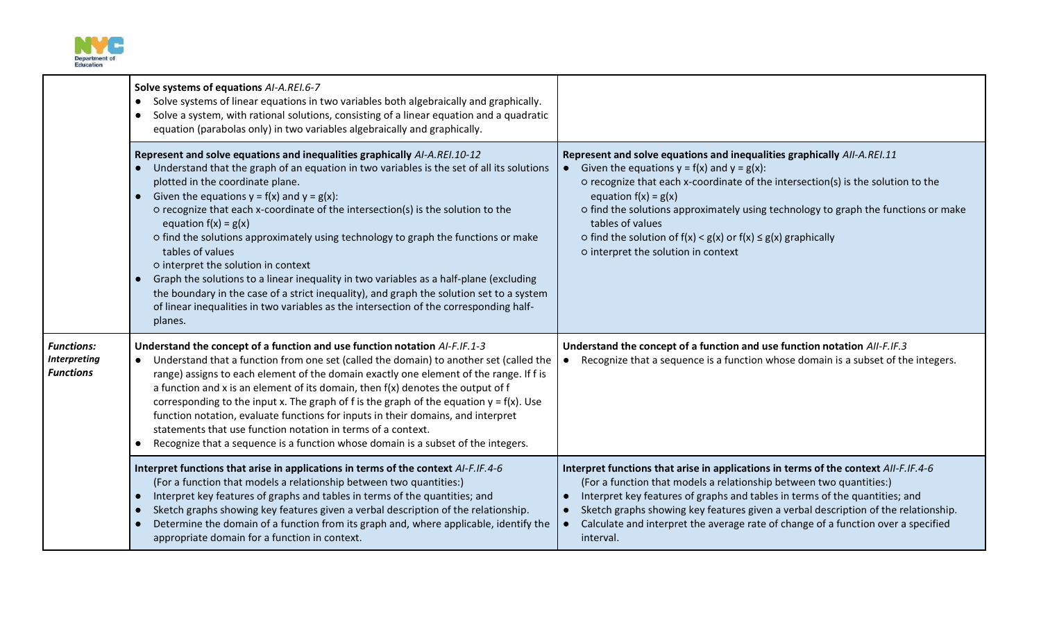| | | |
|---|---|---|
| | **Solve systems of equations** *AI-A.REI.6-7*<br>● Solve systems of linear equations in two variables both algebraically and graphically.<br>● Solve a system, with rational solutions, consisting of a linear equation and a quadratic equation (parabolas only) in two variables algebraically and graphically. | |
| | **Represent and solve equations and inequalities graphically** *AI-A.REI.10-12*<br>● Understand that the graph of an equation in two variables is the set of all its solutions plotted in the coordinate plane.<br>● Given the equations $y = f(x)$ and $y = g(x)$:<br>○ recognize that each x-coordinate of the intersection(s) is the solution to the equation $f(x) = g(x)$<br>○ find the solutions approximately using technology to graph the functions or make tables of values<br>○ interpret the solution in context<br>● Graph the solutions to a linear inequality in two variables as a half-plane (excluding the boundary in the case of a strict inequality), and graph the solution set to a system of linear inequalities in two variables as the intersection of the corresponding half-planes. | **Represent and solve equations and inequalities graphically** *AII-A.REI.11*<br>● Given the equations $y = f(x)$ and $y = g(x)$:<br>○ recognize that each x-coordinate of the intersection(s) is the solution to the equation $f(x) = g(x)$<br>○ find the solutions approximately using technology to graph the functions or make tables of values<br>○ find the solution of $f(x) < g(x)$ or $f(x) \leq g(x)$ graphically<br>○ interpret the solution in context |
| ***Functions: Interpreting Functions*** | **Understand the concept of a function and use function notation** *AI-F.IF.1-3*<br>● Understand that a function from one set (called the domain) to another set (called the range) assigns to each element of the domain exactly one element of the range. If f is a function and x is an element of its domain, then $f(x)$ denotes the output of f corresponding to the input x. The graph of f is the graph of the equation $y = f(x)$. Use function notation, evaluate functions for inputs in their domains, and interpret statements that use function notation in terms of a context.<br>● Recognize that a sequence is a function whose domain is a subset of the integers. | **Understand the concept of a function and use function notation** *AII-F.IF.3*<br>● Recognize that a sequence is a function whose domain is a subset of the integers. |
| | **Interpret functions that arise in applications in terms of the context** *AI-F.IF.4-6*<br>(For a function that models a relationship between two quantities:)<br>● Interpret key features of graphs and tables in terms of the quantities; and<br>● Sketch graphs showing key features given a verbal description of the relationship.<br>● Determine the domain of a function from its graph and, where applicable, identify the appropriate domain for a function in context. | **Interpret functions that arise in applications in terms of the context** *AII-F.IF.4-6*<br>(For a function that models a relationship between two quantities:)<br>● Interpret key features of graphs and tables in terms of the quantities; and<br>● Sketch graphs showing key features given a verbal description of the relationship.<br>● Calculate and interpret the average rate of change of a function over a specified interval. |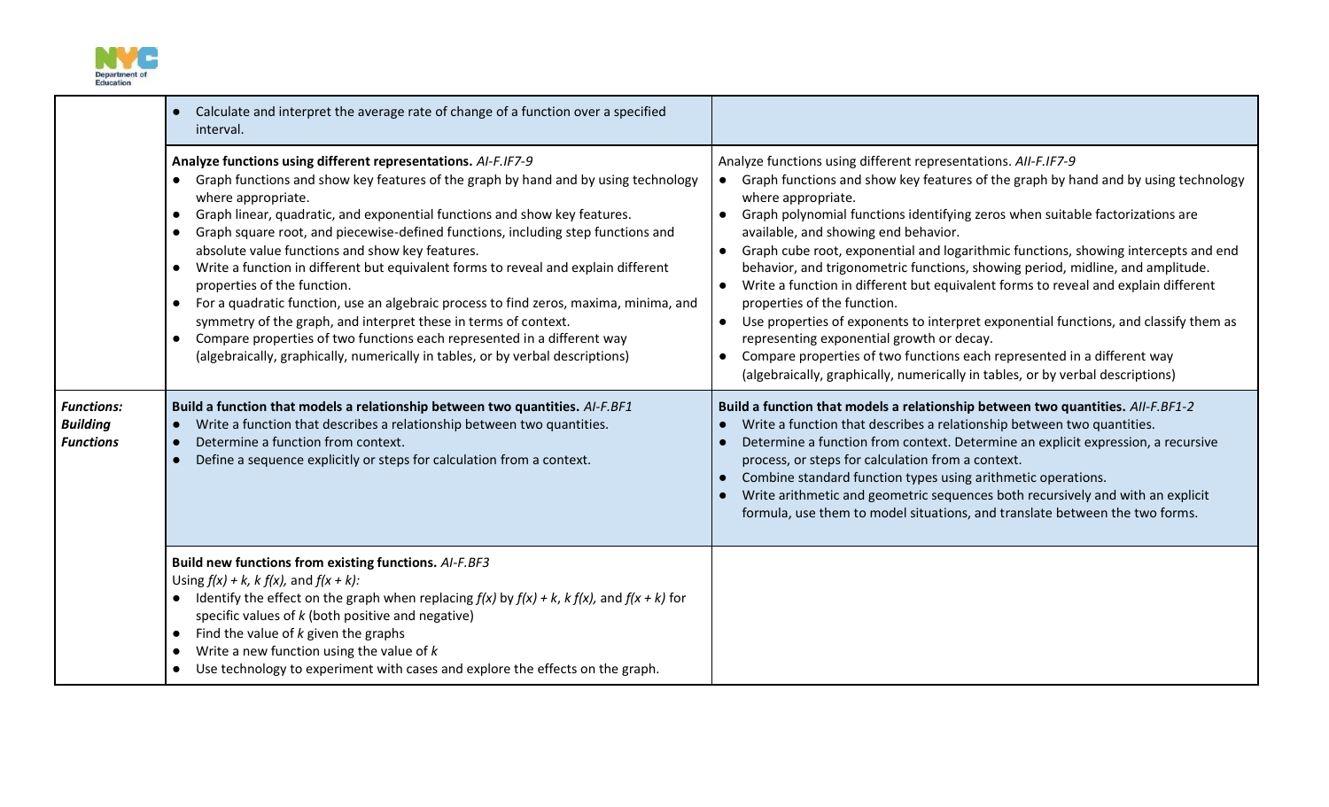| | | |
|---|---|---|
| | • Calculate and interpret the average rate of change of a function over a specified interval. | |
| | **Analyze functions using different representations.** *AI-F.IF7-9*<br>• Graph functions and show key features of the graph by hand and by using technology where appropriate.<br>• Graph linear, quadratic, and exponential functions and show key features.<br>• Graph square root, and piecewise-defined functions, including step functions and absolute value functions and show key features.<br>• Write a function in different but equivalent forms to reveal and explain different properties of the function.<br>• For a quadratic function, use an algebraic process to find zeros, maxima, minima, and symmetry of the graph, and interpret these in terms of context.<br>• Compare properties of two functions each represented in a different way (algebraically, graphically, numerically in tables, or by verbal descriptions) | Analyze functions using different representations. *AII-F.IF7-9*<br>• Graph functions and show key features of the graph by hand and by using technology where appropriate.<br>• Graph polynomial functions identifying zeros when suitable factorizations are available, and showing end behavior.<br>• Graph cube root, exponential and logarithmic functions, showing intercepts and end behavior, and trigonometric functions, showing period, midline, and amplitude.<br>• Write a function in different but equivalent forms to reveal and explain different properties of the function.<br>• Use properties of exponents to interpret exponential functions, and classify them as representing exponential growth or decay.<br>• Compare properties of two functions each represented in a different way (algebraically, graphically, numerically in tables, or by verbal descriptions) |
| ***Functions: Building Functions*** | **Build a function that models a relationship between two quantities.** *AI-F.BF1*<br>• Write a function that describes a relationship between two quantities.<br>• Determine a function from context.<br>• Define a sequence explicitly or steps for calculation from a context. | **Build a function that models a relationship between two quantities.** *AII-F.BF1-2*<br>• Write a function that describes a relationship between two quantities.<br>• Determine a function from context. Determine an explicit expression, a recursive process, or steps for calculation from a context.<br>• Combine standard function types using arithmetic operations.<br>• Write arithmetic and geometric sequences both recursively and with an explicit formula, use them to model situations, and translate between the two forms. |
| | **Build new functions from existing functions.** *AI-F.BF3*<br>Using $f(x) + k$, $k\,f(x)$, and $f(x + k)$:<br>• Identify the effect on the graph when replacing $f(x)$ by $f(x) + k$, $k\,f(x)$, and $f(x + k)$ for specific values of $k$ (both positive and negative)<br>• Find the value of $k$ given the graphs<br>• Write a new function using the value of $k$<br>• Use technology to experiment with cases and explore the effects on the graph. | |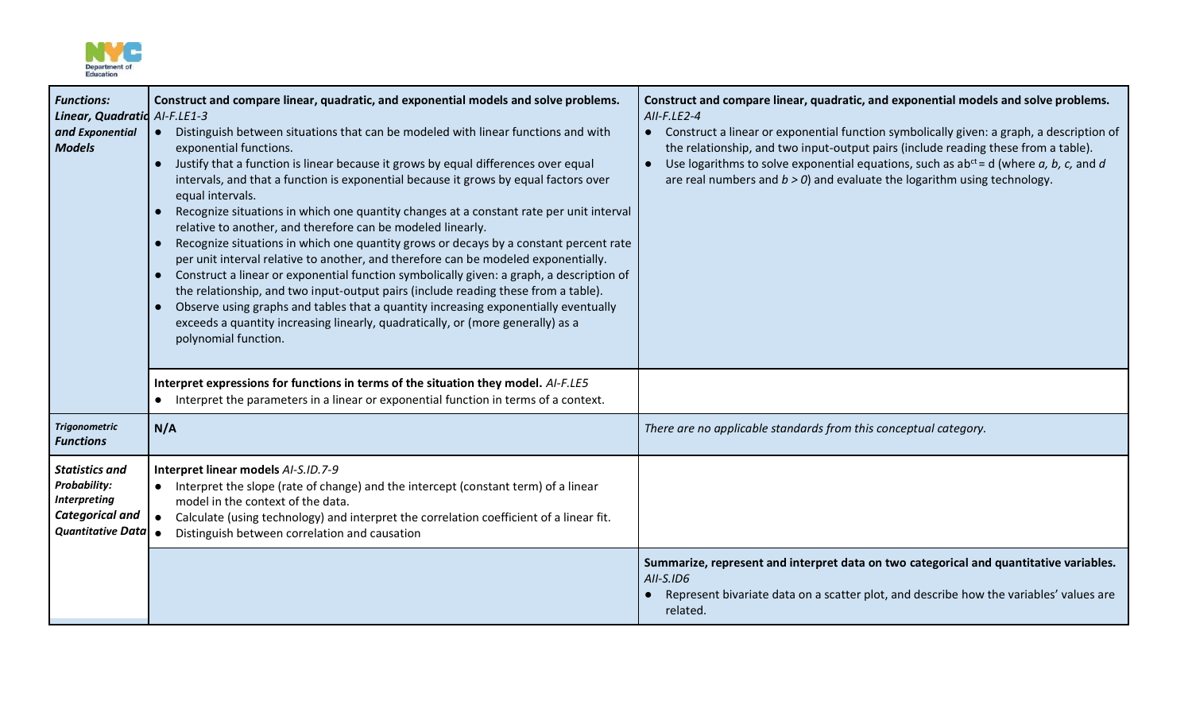| | | |
|---|---|---|
| ***Functions: Linear, Quadratic and Exponential Models*** | **Construct and compare linear, quadratic, and exponential models and solve problems.** *AI-F.LE1-3*<br>● Distinguish between situations that can be modeled with linear functions and with exponential functions.<br>● Justify that a function is linear because it grows by equal differences over equal intervals, and that a function is exponential because it grows by equal factors over equal intervals.<br>● Recognize situations in which one quantity changes at a constant rate per unit interval relative to another, and therefore can be modeled linearly.<br>● Recognize situations in which one quantity grows or decays by a constant percent rate per unit interval relative to another, and therefore can be modeled exponentially.<br>● Construct a linear or exponential function symbolically given: a graph, a description of the relationship, and two input-output pairs (include reading these from a table).<br>● Observe using graphs and tables that a quantity increasing exponentially eventually exceeds a quantity increasing linearly, quadratically, or (more generally) as a polynomial function. | **Construct and compare linear, quadratic, and exponential models and solve problems.** *AII-F.LE2-4*<br>● Construct a linear or exponential function symbolically given: a graph, a description of the relationship, and two input-output pairs (include reading these from a table).<br>● Use logarithms to solve exponential equations, such as $ab^{ct} = d$ (where *a, b, c,* and *d* are real numbers and $b > 0$) and evaluate the logarithm using technology. |
| | **Interpret expressions for functions in terms of the situation they model.** *AI-F.LE5*<br>● Interpret the parameters in a linear or exponential function in terms of a context. | |
| ***Trigonometric Functions*** | **N/A** | *There are no applicable standards from this conceptual category.* |
| ***Statistics and Probability: Interpreting Categorical and Quantitative Data*** | **Interpret linear models** *AI-S.ID.7-9*<br>● Interpret the slope (rate of change) and the intercept (constant term) of a linear model in the context of the data.<br>● Calculate (using technology) and interpret the correlation coefficient of a linear fit.<br>● Distinguish between correlation and causation | |
| | | **Summarize, represent and interpret data on two categorical and quantitative variables.** *AII-S.ID6*<br>● Represent bivariate data on a scatter plot, and describe how the variables' values are related. |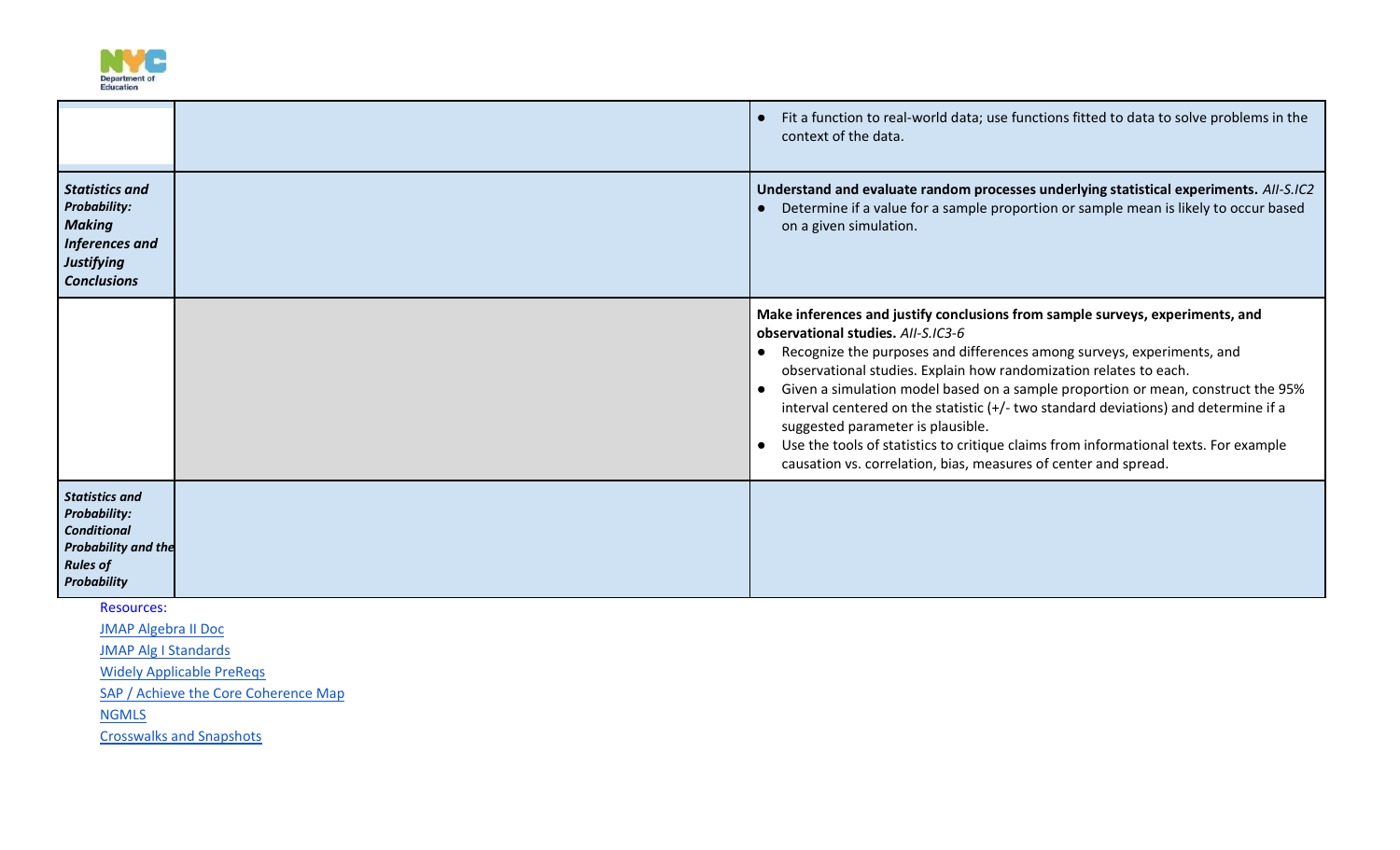| | | |
|---|---|---|
| | | ● Fit a function to real-world data; use functions fitted to data to solve problems in the context of the data. |
| ***Statistics and Probability: Making Inferences and Justifying Conclusions*** | | **Understand and evaluate random processes underlying statistical experiments.** *AII-S.IC2*<br>● Determine if a value for a sample proportion or sample mean is likely to occur based on a given simulation. |
| | | **Make inferences and justify conclusions from sample surveys, experiments, and observational studies.** *AII-S.IC3-6*<br>● Recognize the purposes and differences among surveys, experiments, and observational studies. Explain how randomization relates to each.<br>● Given a simulation model based on a sample proportion or mean, construct the 95% interval centered on the statistic (+/- two standard deviations) and determine if a suggested parameter is plausible.<br>● Use the tools of statistics to critique claims from informational texts. For example causation vs. correlation, bias, measures of center and spread. |
| ***Statistics and Probability: Conditional Probability and the Rules of Probability*** | | |

Resources:

[JMAP Algebra II Doc]

[JMAP Alg I Standards]

[Widely Applicable PreReqs]

[SAP / Achieve the Core Coherence Map]

[NGMLS]

[Crosswalks and Snapshots]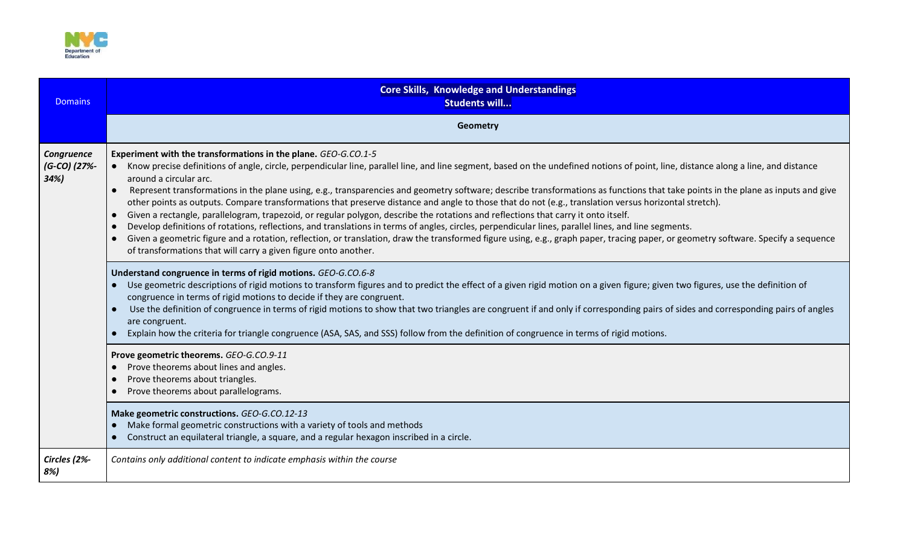| Domains | Core Skills, Knowledge and Understandings<br>Students will... |
|---|---|
| | **Geometry** |
| ***Congruence (G-CO) (27%-34%)*** | **Experiment with the transformations in the plane.** *GEO-G.CO.1-5*<br>● Know precise definitions of angle, circle, perpendicular line, parallel line, and line segment, based on the undefined notions of point, line, distance along a line, and distance around a circular arc.<br>● Represent transformations in the plane using, e.g., transparencies and geometry software; describe transformations as functions that take points in the plane as inputs and give other points as outputs. Compare transformations that preserve distance and angle to those that do not (e.g., translation versus horizontal stretch).<br>● Given a rectangle, parallelogram, trapezoid, or regular polygon, describe the rotations and reflections that carry it onto itself.<br>● Develop definitions of rotations, reflections, and translations in terms of angles, circles, perpendicular lines, parallel lines, and line segments.<br>● Given a geometric figure and a rotation, reflection, or translation, draw the transformed figure using, e.g., graph paper, tracing paper, or geometry software. Specify a sequence of transformations that will carry a given figure onto another. |
| | **Understand congruence in terms of rigid motions.** *GEO-G.CO.6-8*<br>● Use geometric descriptions of rigid motions to transform figures and to predict the effect of a given rigid motion on a given figure; given two figures, use the definition of congruence in terms of rigid motions to decide if they are congruent.<br>● Use the definition of congruence in terms of rigid motions to show that two triangles are congruent if and only if corresponding pairs of sides and corresponding pairs of angles are congruent.<br>● Explain how the criteria for triangle congruence (ASA, SAS, and SSS) follow from the definition of congruence in terms of rigid motions. |
| | **Prove geometric theorems.** *GEO-G.CO.9-11*<br>● Prove theorems about lines and angles.<br>● Prove theorems about triangles.<br>● Prove theorems about parallelograms. |
| | **Make geometric constructions.** *GEO-G.CO.12-13*<br>● Make formal geometric constructions with a variety of tools and methods<br>● Construct an equilateral triangle, a square, and a regular hexagon inscribed in a circle. |
| ***Circles (2%-8%)*** | *Contains only additional content to indicate emphasis within the course* |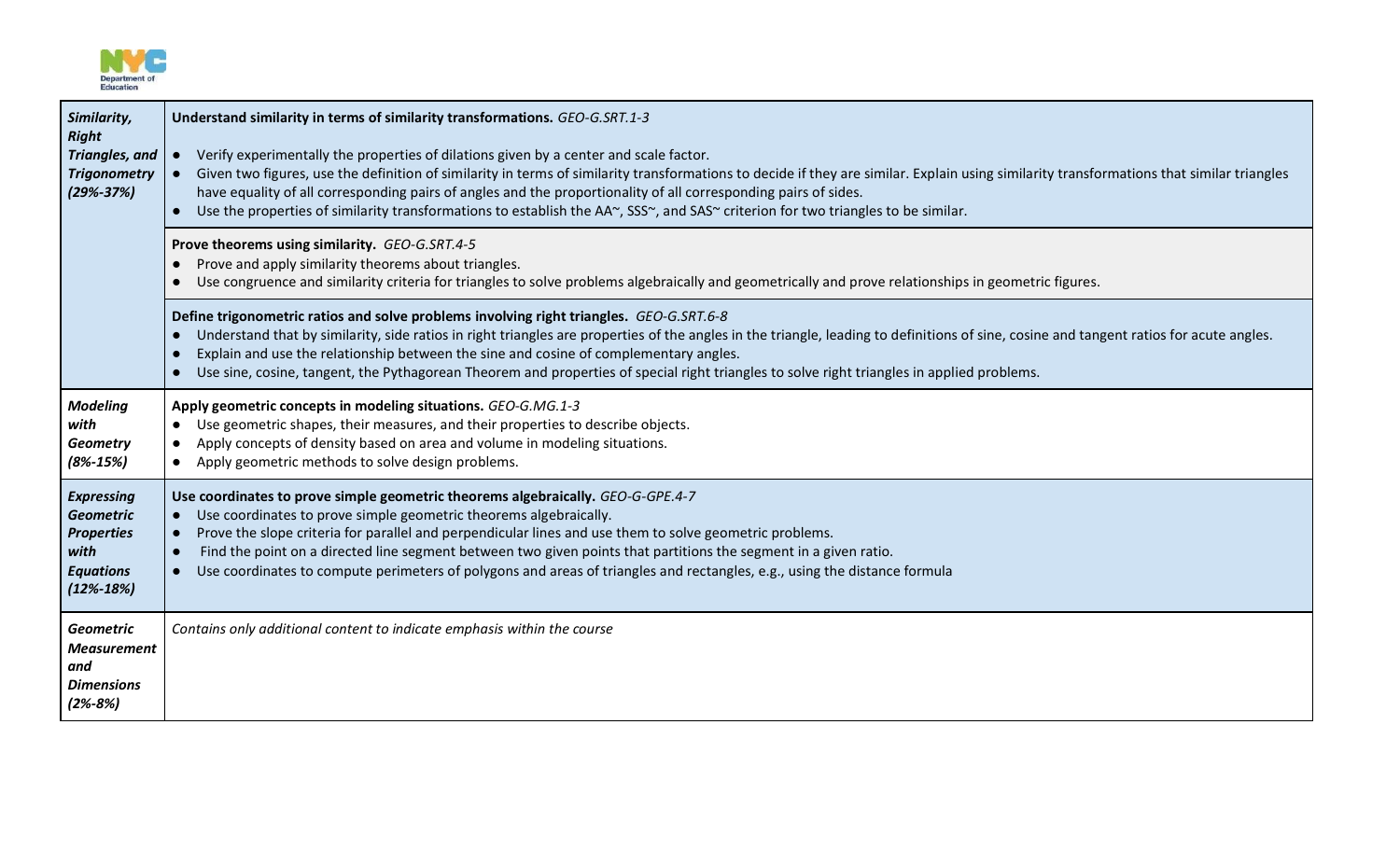| | |
|---|---|
| ***Similarity, Right Triangles, and Trigonometry (29%-37%)*** | **Understand similarity in terms of similarity transformations.** *GEO-G.SRT.1-3*<br><br>● Verify experimentally the properties of dilations given by a center and scale factor.<br>● Given two figures, use the definition of similarity in terms of similarity transformations to decide if they are similar. Explain using similarity transformations that similar triangles have equality of all corresponding pairs of angles and the proportionality of all corresponding pairs of sides.<br>● Use the properties of similarity transformations to establish the AA~, SSS~, and SAS~ criterion for two triangles to be similar. |
| | **Prove theorems using similarity.** *GEO-G.SRT.4-5*<br>● Prove and apply similarity theorems about triangles.<br>● Use congruence and similarity criteria for triangles to solve problems algebraically and geometrically and prove relationships in geometric figures. |
| | **Define trigonometric ratios and solve problems involving right triangles.** *GEO-G.SRT.6-8*<br>● Understand that by similarity, side ratios in right triangles are properties of the angles in the triangle, leading to definitions of sine, cosine and tangent ratios for acute angles.<br>● Explain and use the relationship between the sine and cosine of complementary angles.<br>● Use sine, cosine, tangent, the Pythagorean Theorem and properties of special right triangles to solve right triangles in applied problems. |
| ***Modeling with Geometry (8%-15%)*** | **Apply geometric concepts in modeling situations.** *GEO-G.MG.1-3*<br>● Use geometric shapes, their measures, and their properties to describe objects.<br>● Apply concepts of density based on area and volume in modeling situations.<br>● Apply geometric methods to solve design problems. |
| ***Expressing Geometric Properties with Equations (12%-18%)*** | **Use coordinates to prove simple geometric theorems algebraically.** *GEO-G-GPE.4-7*<br>● Use coordinates to prove simple geometric theorems algebraically.<br>● Prove the slope criteria for parallel and perpendicular lines and use them to solve geometric problems.<br>● Find the point on a directed line segment between two given points that partitions the segment in a given ratio.<br>● Use coordinates to compute perimeters of polygons and areas of triangles and rectangles, e.g., using the distance formula |
| ***Geometric Measurement and Dimensions (2%-8%)*** | *Contains only additional content to indicate emphasis within the course* |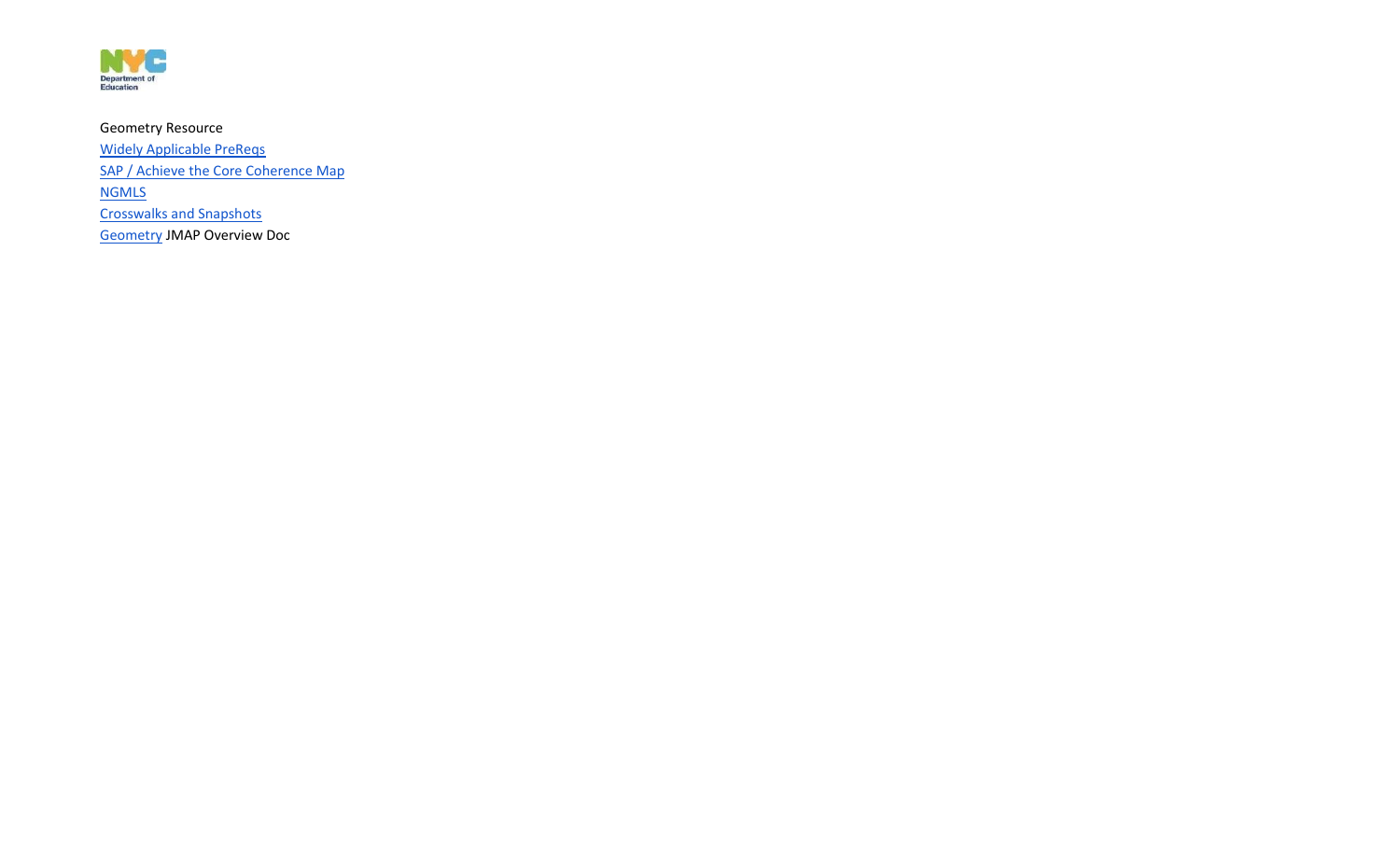Geometry Resource

Widely Applicable PreReqs

SAP / Achieve the Core Coherence Map

NGMLS

Crosswalks and Snapshots

Geometry JMAP Overview Doc